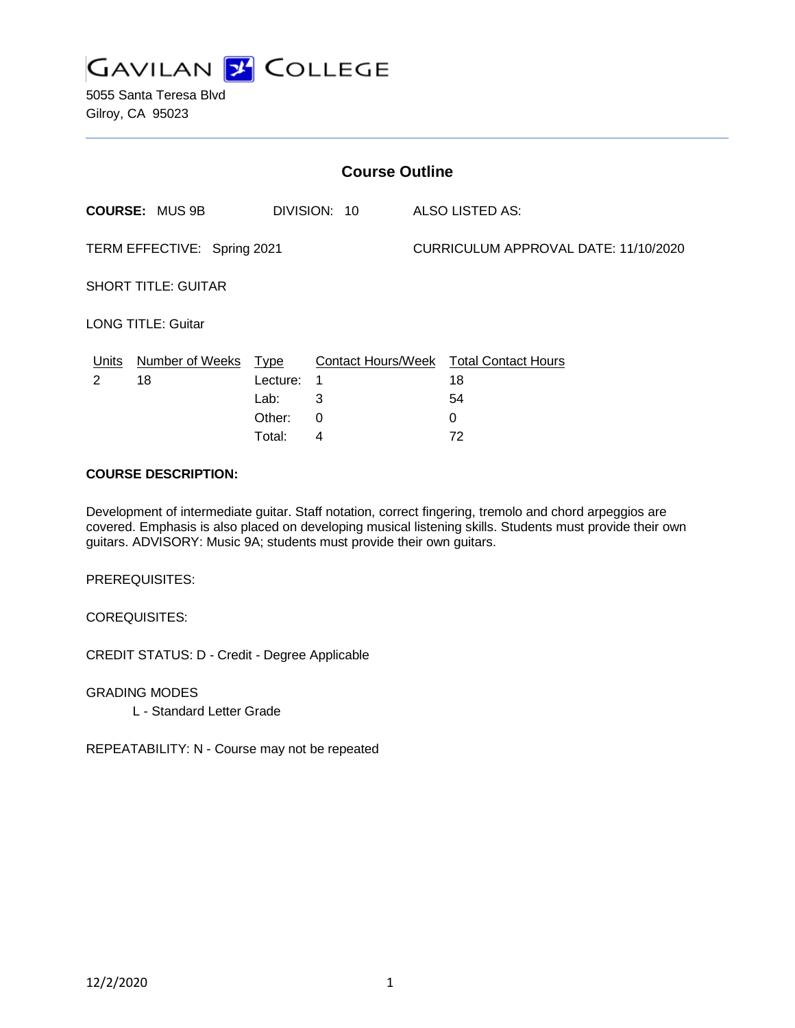# GAVILAN COLLEGE

5055 Santa Teresa Blvd
Gilroy, CA 95023

## Course Outline

**COURSE:** MUS 9B DIVISION: 10 ALSO LISTED AS:

TERM EFFECTIVE: Spring 2021 CURRICULUM APPROVAL DATE: 11/10/2020

SHORT TITLE: GUITAR

LONG TITLE: Guitar

| Units | Number of Weeks | Type | Contact Hours/Week | Total Contact Hours |
|---|---|---|---|---|
| 2 | 18 | Lecture: | 1 | 18 |
| | | Lab: | 3 | 54 |
| | | Other: | 0 | 0 |
| | | Total: | 4 | 72 |

**COURSE DESCRIPTION:**

Development of intermediate guitar. Staff notation, correct fingering, tremolo and chord arpeggios are covered. Emphasis is also placed on developing musical listening skills. Students must provide their own guitars. ADVISORY: Music 9A; students must provide their own guitars.

PREREQUISITES:

COREQUISITES:

CREDIT STATUS: D - Credit - Degree Applicable

GRADING MODES

L - Standard Letter Grade

REPEATABILITY: N - Course may not be repeated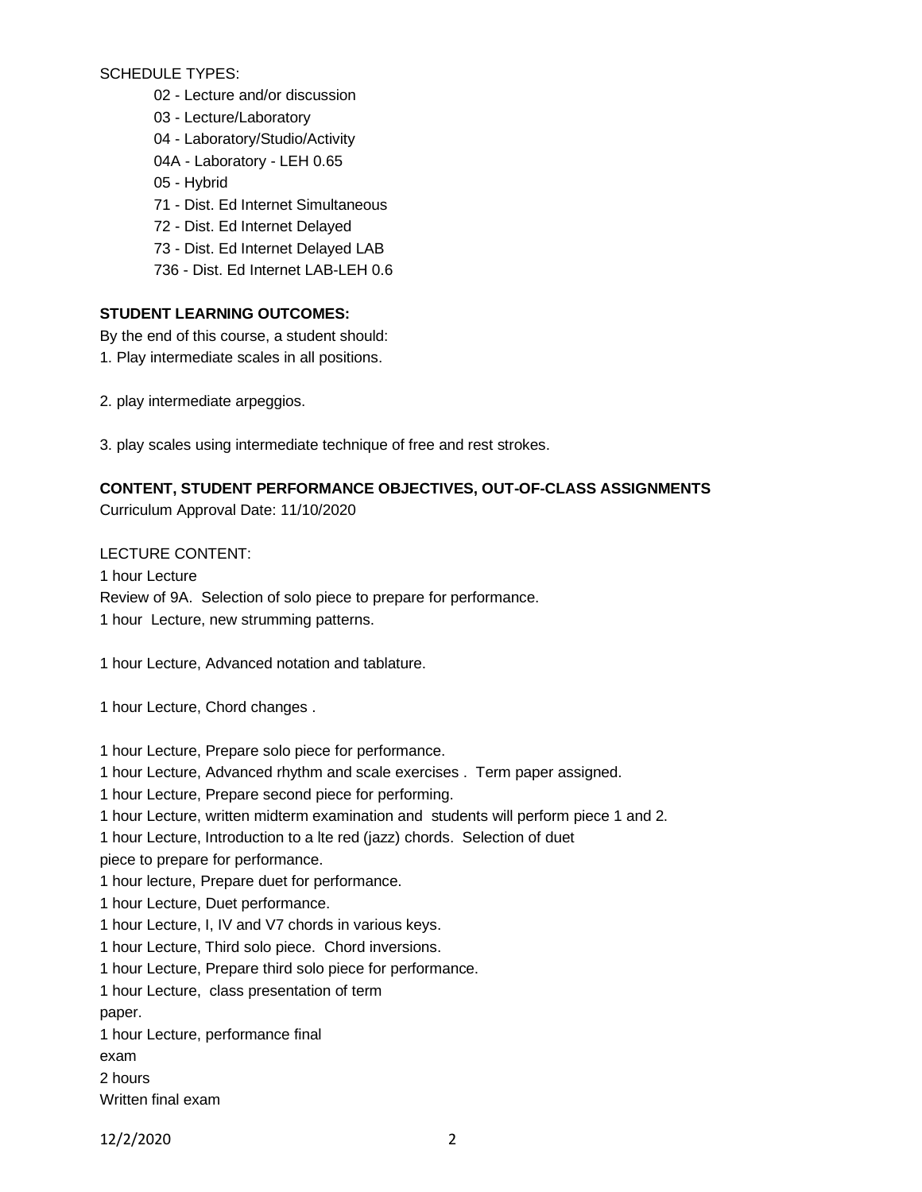SCHEDULE TYPES:

- 02 - Lecture and/or discussion
- 03 - Lecture/Laboratory
- 04 - Laboratory/Studio/Activity
- 04A - Laboratory - LEH 0.65
- 05 - Hybrid
- 71 - Dist. Ed Internet Simultaneous
- 72 - Dist. Ed Internet Delayed
- 73 - Dist. Ed Internet Delayed LAB
- 736 - Dist. Ed Internet LAB-LEH 0.6

**STUDENT LEARNING OUTCOMES:**

By the end of this course, a student should:

1. Play intermediate scales in all positions.

2. play intermediate arpeggios.

3. play scales using intermediate technique of free and rest strokes.

**CONTENT, STUDENT PERFORMANCE OBJECTIVES, OUT-OF-CLASS ASSIGNMENTS**

Curriculum Approval Date: 11/10/2020

LECTURE CONTENT:

1 hour Lecture
Review of 9A. Selection of solo piece to prepare for performance.
1 hour Lecture, new strumming patterns.

1 hour Lecture, Advanced notation and tablature.

1 hour Lecture, Chord changes .

1 hour Lecture, Prepare solo piece for performance.
1 hour Lecture, Advanced rhythm and scale exercises . Term paper assigned.
1 hour Lecture, Prepare second piece for performing.
1 hour Lecture, written midterm examination and students will perform piece 1 and 2.
1 hour Lecture, Introduction to a lte red (jazz) chords. Selection of duet
piece to prepare for performance.
1 hour lecture, Prepare duet for performance.
1 hour Lecture, Duet performance.
1 hour Lecture, I, IV and V7 chords in various keys.
1 hour Lecture, Third solo piece. Chord inversions.
1 hour Lecture, Prepare third solo piece for performance.
1 hour Lecture, class presentation of term
paper.
1 hour Lecture, performance final
exam
2 hours
Written final exam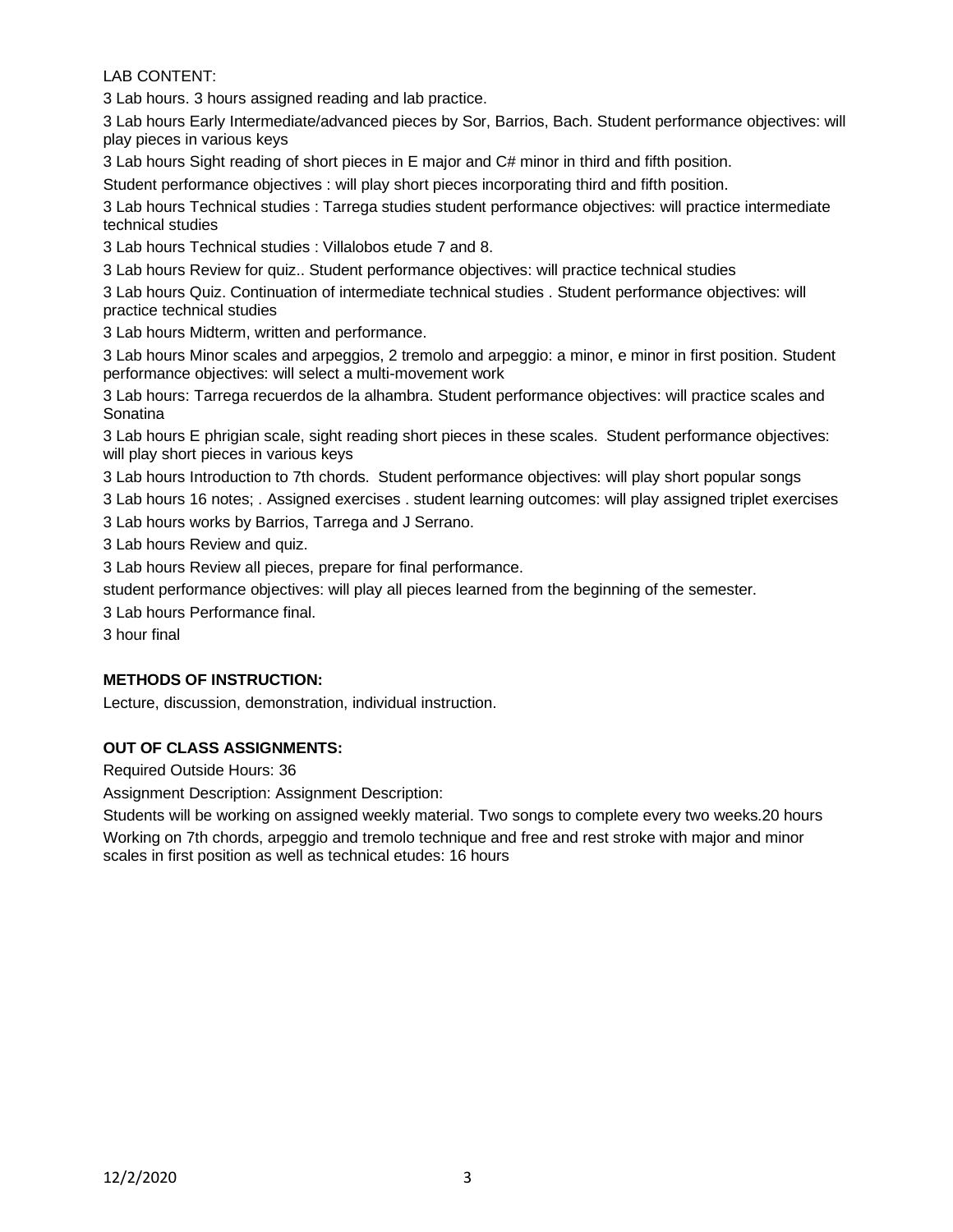LAB CONTENT:

3 Lab hours. 3 hours assigned reading and lab practice.

3 Lab hours Early Intermediate/advanced pieces by Sor, Barrios, Bach. Student performance objectives: will play pieces in various keys

3 Lab hours Sight reading of short pieces in E major and C# minor in third and fifth position.

Student performance objectives : will play short pieces incorporating third and fifth position.

3 Lab hours Technical studies : Tarrega studies student performance objectives: will practice intermediate technical studies

3 Lab hours Technical studies : Villalobos etude 7 and 8.

3 Lab hours Review for quiz.. Student performance objectives: will practice technical studies

3 Lab hours Quiz. Continuation of intermediate technical studies . Student performance objectives: will practice technical studies

3 Lab hours Midterm, written and performance.

3 Lab hours Minor scales and arpeggios, 2 tremolo and arpeggio: a minor, e minor in first position. Student performance objectives: will select a multi-movement work

3 Lab hours: Tarrega recuerdos de la alhambra. Student performance objectives: will practice scales and Sonatina

3 Lab hours E phrigian scale, sight reading short pieces in these scales. Student performance objectives: will play short pieces in various keys

3 Lab hours Introduction to 7th chords. Student performance objectives: will play short popular songs

3 Lab hours 16 notes; . Assigned exercises . student learning outcomes: will play assigned triplet exercises

3 Lab hours works by Barrios, Tarrega and J Serrano.

3 Lab hours Review and quiz.

3 Lab hours Review all pieces, prepare for final performance.

student performance objectives: will play all pieces learned from the beginning of the semester.

3 Lab hours Performance final.

3 hour final

**METHODS OF INSTRUCTION:**

Lecture, discussion, demonstration, individual instruction.

**OUT OF CLASS ASSIGNMENTS:**

Required Outside Hours: 36

Assignment Description: Assignment Description:

Students will be working on assigned weekly material. Two songs to complete every two weeks.20 hours

Working on 7th chords, arpeggio and tremolo technique and free and rest stroke with major and minor scales in first position as well as technical etudes: 16 hours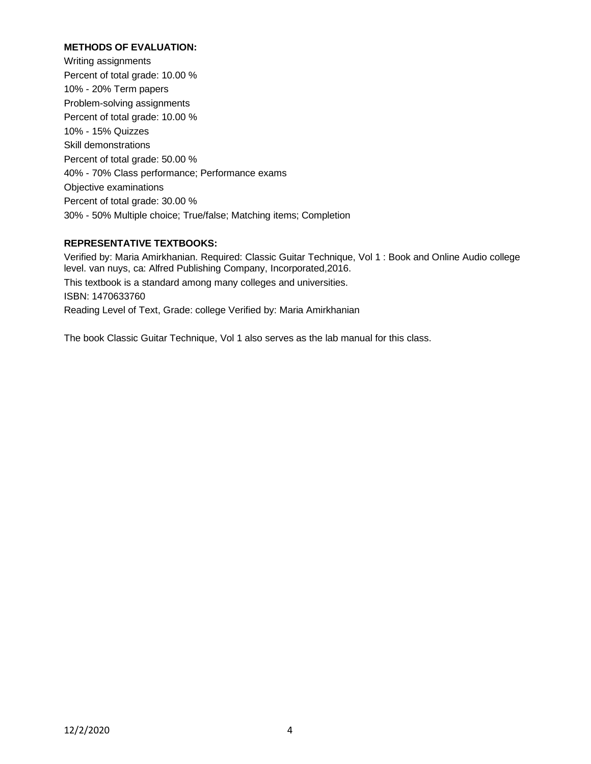**METHODS OF EVALUATION:**

Writing assignments
Percent of total grade: 10.00 %
10% - 20% Term papers
Problem-solving assignments
Percent of total grade: 10.00 %
10% - 15% Quizzes
Skill demonstrations
Percent of total grade: 50.00 %
40% - 70% Class performance; Performance exams
Objective examinations
Percent of total grade: 30.00 %
30% - 50% Multiple choice; True/false; Matching items; Completion

**REPRESENTATIVE TEXTBOOKS:**

Verified by: Maria Amirkhanian. Required: Classic Guitar Technique, Vol 1 : Book and Online Audio college level. van nuys, ca: Alfred Publishing Company, Incorporated,2016.
This textbook is a standard among many colleges and universities.
ISBN: 1470633760
Reading Level of Text, Grade: college Verified by: Maria Amirkhanian

The book Classic Guitar Technique, Vol 1 also serves as the lab manual for this class.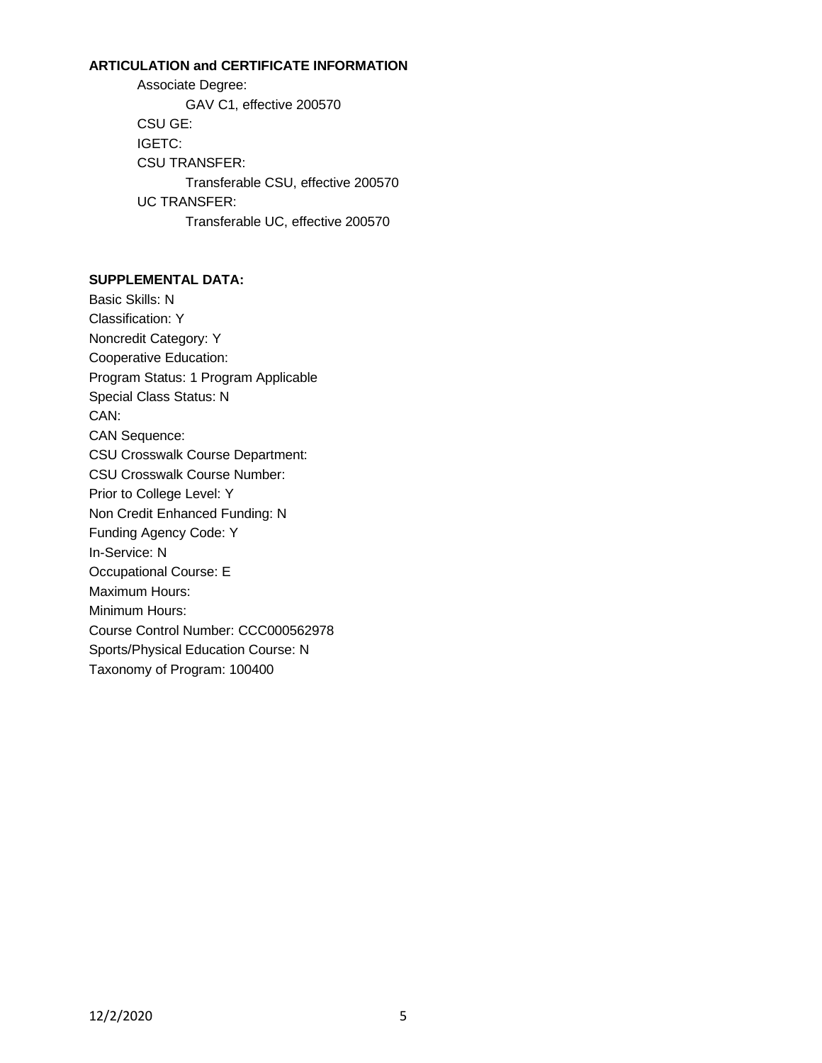**ARTICULATION and CERTIFICATE INFORMATION**

Associate Degree:

GAV C1, effective 200570

CSU GE:

IGETC:

CSU TRANSFER:

Transferable CSU, effective 200570

UC TRANSFER:

Transferable UC, effective 200570

**SUPPLEMENTAL DATA:**

Basic Skills: N

Classification: Y

Noncredit Category: Y

Cooperative Education:

Program Status: 1 Program Applicable

Special Class Status: N

CAN:

CAN Sequence:

CSU Crosswalk Course Department:

CSU Crosswalk Course Number:

Prior to College Level: Y

Non Credit Enhanced Funding: N

Funding Agency Code: Y

In-Service: N

Occupational Course: E

Maximum Hours:

Minimum Hours:

Course Control Number: CCC000562978

Sports/Physical Education Course: N

Taxonomy of Program: 100400